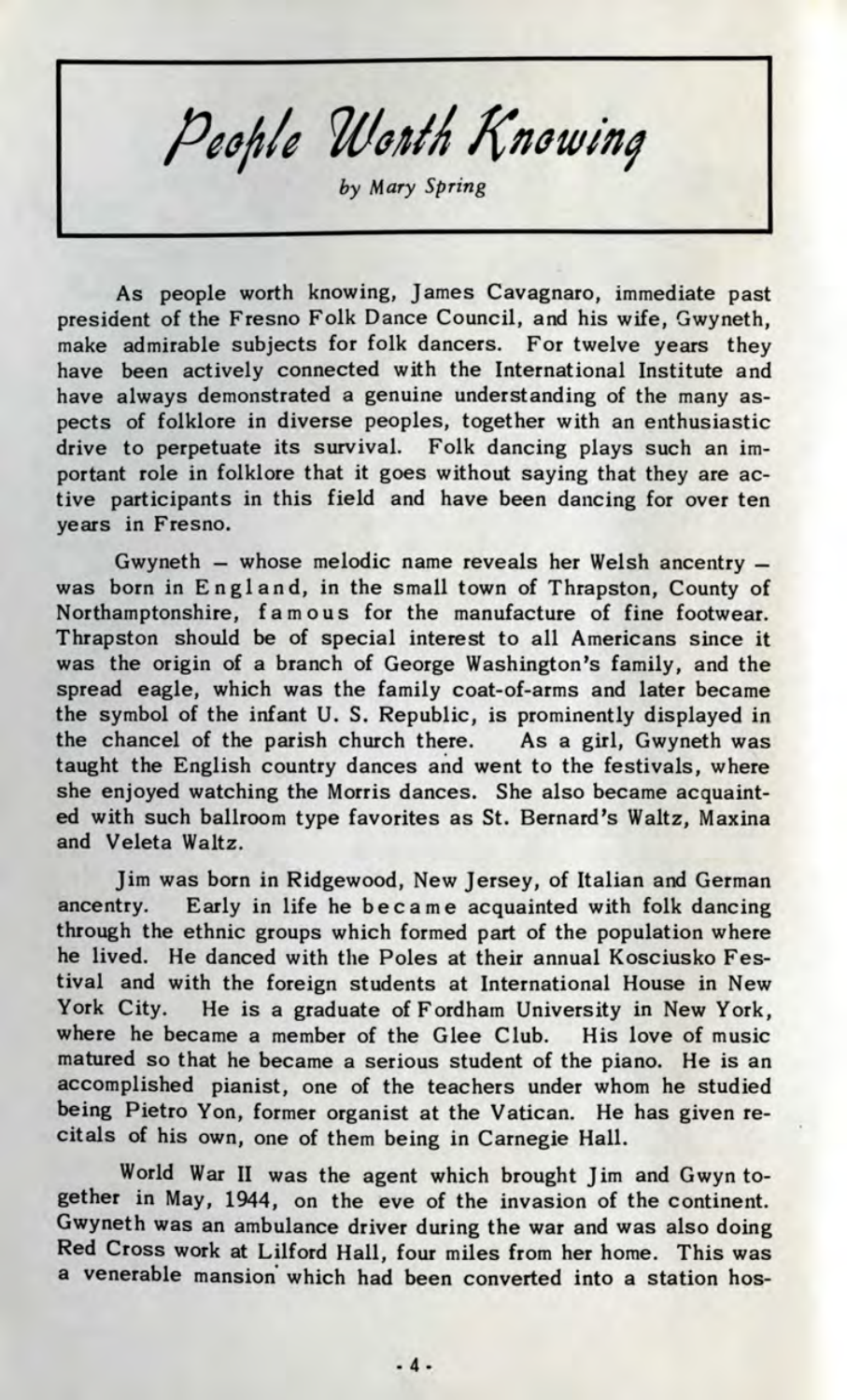# People Worth Knowing

*by Mary Spring*

As people worth knowing, James Cavagnaro, immediate past president of the Fresno Folk Dance Council, and his wife, Gwyneth, make admirable subjects for folk dancers. For twelve years they have been actively connected with the International Institute and have always demonstrated a genuine understanding of the many aspects of folklore in diverse peoples, together with an enthusiastic drive to perpetuate its survival. Folk dancing plays such an important role in folklore that it goes without saying that they are active participants in this field and have been dancing for over ten years in Fresno.

Gwyneth — whose melodic name reveals her Welsh ancentry — was born in England, in the small town of Thrapston, County of Northamptonshire, famous for the manufacture of fine footwear. Thrapston should be of special interest to all Americans since it was the origin of a branch of George Washington's family, and the spread eagle, which was the family coat-of-arms and later became the symbol of the infant U. S. Republic, is prominently displayed in the chancel of the parish church there. As a girl, Gwyneth was taught the English country dances and went to the festivals, where she enjoyed watching the Morris dances. She also became acquainted with such ballroom type favorites as St. Bernard's Waltz, Maxina and Veleta Waltz.

Jim was born in Ridgewood, New Jersey, of Italian and German ancentry. Early in life he became acquainted with folk dancing through the ethnic groups which formed part of the population where he lived. He danced with the Poles at their annual Kosciusko Festival and with the foreign students at International House in New York City. He is a graduate of Fordham University in New York, where he became a member of the Glee Club. His love of music matured so that he became a serious student of the piano. He is an accomplished pianist, one of the teachers under whom he studied being Pietro Yon, former organist at the Vatican. He has given recitals of his own, one of them being in Carnegie Hall.

World War II was the agent which brought Jim and Gwyn together in May, 1944, on the eve of the invasion of the continent. Gwyneth was an ambulance driver during the war and was also doing Red Cross work at Lilford Hall, four miles from her home. This was a venerable mansion which had been converted into a station hos-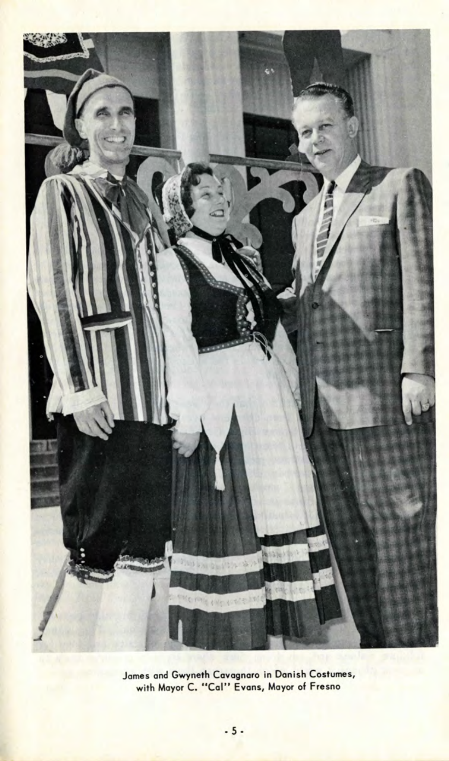James and Gwyneth Cavagnaro in Danish Costumes, with Mayor C. "Cal" Evans, Mayor of Fresno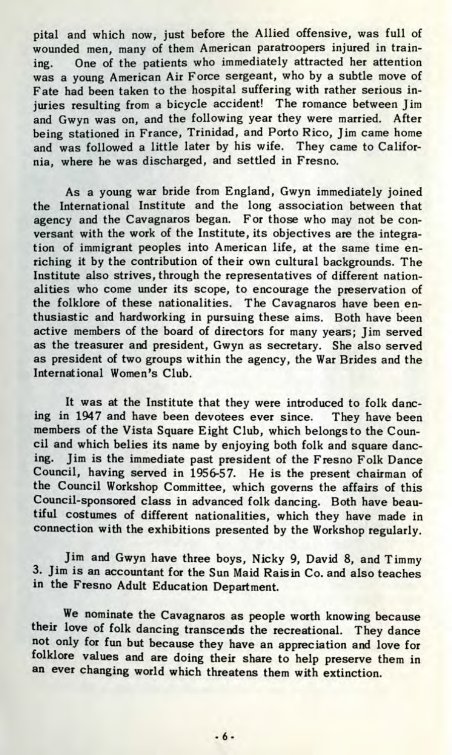pital and which now, just before the Allied offensive, was full of wounded men, many of them American paratroopers injured in training. One of the patients who immediately attracted her attention was a young American Air Force sergeant, who by a subtle move of Fate had been taken to the hospital suffering with rather serious injuries resulting from a bicycle accident! The romance between Jim and Gwyn was on, and the following year they were married. After being stationed in France, Trinidad, and Porto Rico, Jim came home and was followed a little later by his wife. They came to California, where he was discharged, and settled in Fresno.

As a young war bride from England, Gwyn immediately joined the International Institute and the long association between that agency and the Cavagnaros began. For those who may not be conversant with the work of the Institute, its objectives are the integration of immigrant peoples into American life, at the same time enriching it by the contribution of their own cultural backgrounds. The Institute also strives, through the representatives of different nationalities who come under its scope, to encourage the preservation of the folklore of these nationalities. The Cavagnaros have been enthusiastic and hardworking in pursuing these aims. Both have been active members of the board of directors for many years; Jim served as the treasurer and president, Gwyn as secretary. She also served as president of two groups within the agency, the War Brides and the International Women's Club.

It was at the Institute that they were introduced to folk dancing in 1947 and have been devotees ever since. They have been members of the Vista Square Eight Club, which belongs to the Council and which belies its name by enjoying both folk and square dancing. Jim is the immediate past president of the Fresno Folk Dance Council, having served in 1956-57. He is the present chairman of the Council Workshop Committee, which governs the affairs of this Council-sponsored class in advanced folk dancing. Both have beautiful costumes of different nationalities, which they have made in connection with the exhibitions presented by the Workshop regularly.

Jim and Gwyn have three boys, Nicky 9, David 8, and Timmy 3. Jim is an accountant for the Sun Maid Raisin Co. and also teaches in the Fresno Adult Education Department.

We nominate the Cavagnaros as people worth knowing because their love of folk dancing transcends the recreational. They dance not only for fun but because they have an appreciation and love for folklore values and are doing their share to help preserve them in an ever changing world which threatens them with extinction.